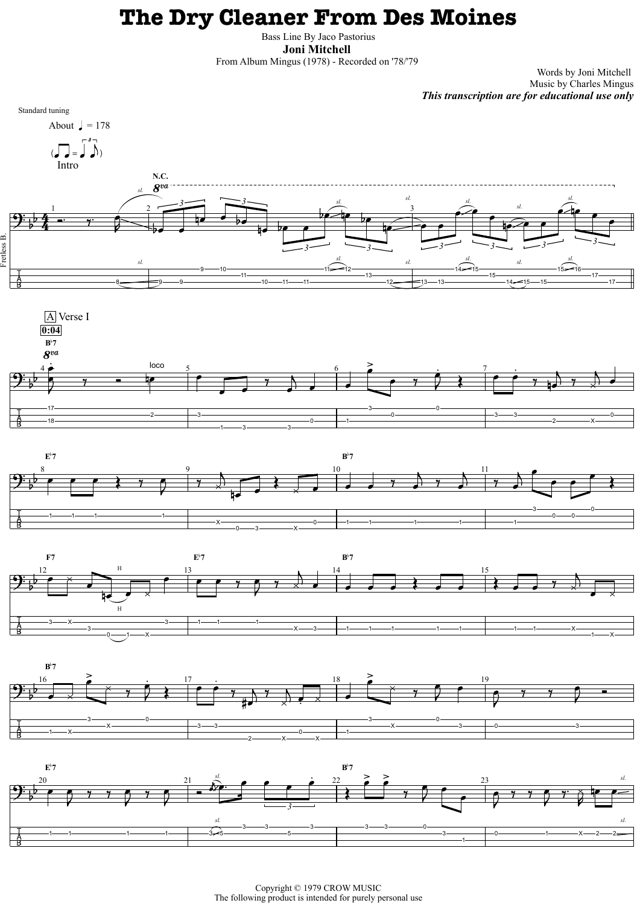# The Dry Cleaner From Des Moines

Bass Line By Jaco Pastorius

**Joni Mitchell**

From Album Mingus (1978) - Recorded on '78/'79

Words by Joni Mitchell
Music by Charles Mingus

***This transcription are for educational use only***

Standard tuning

About ♩ = 178

Intro

A Verse I

0:04

Copyright © 1979 CROW MUSIC
The following product is intended for purely personal use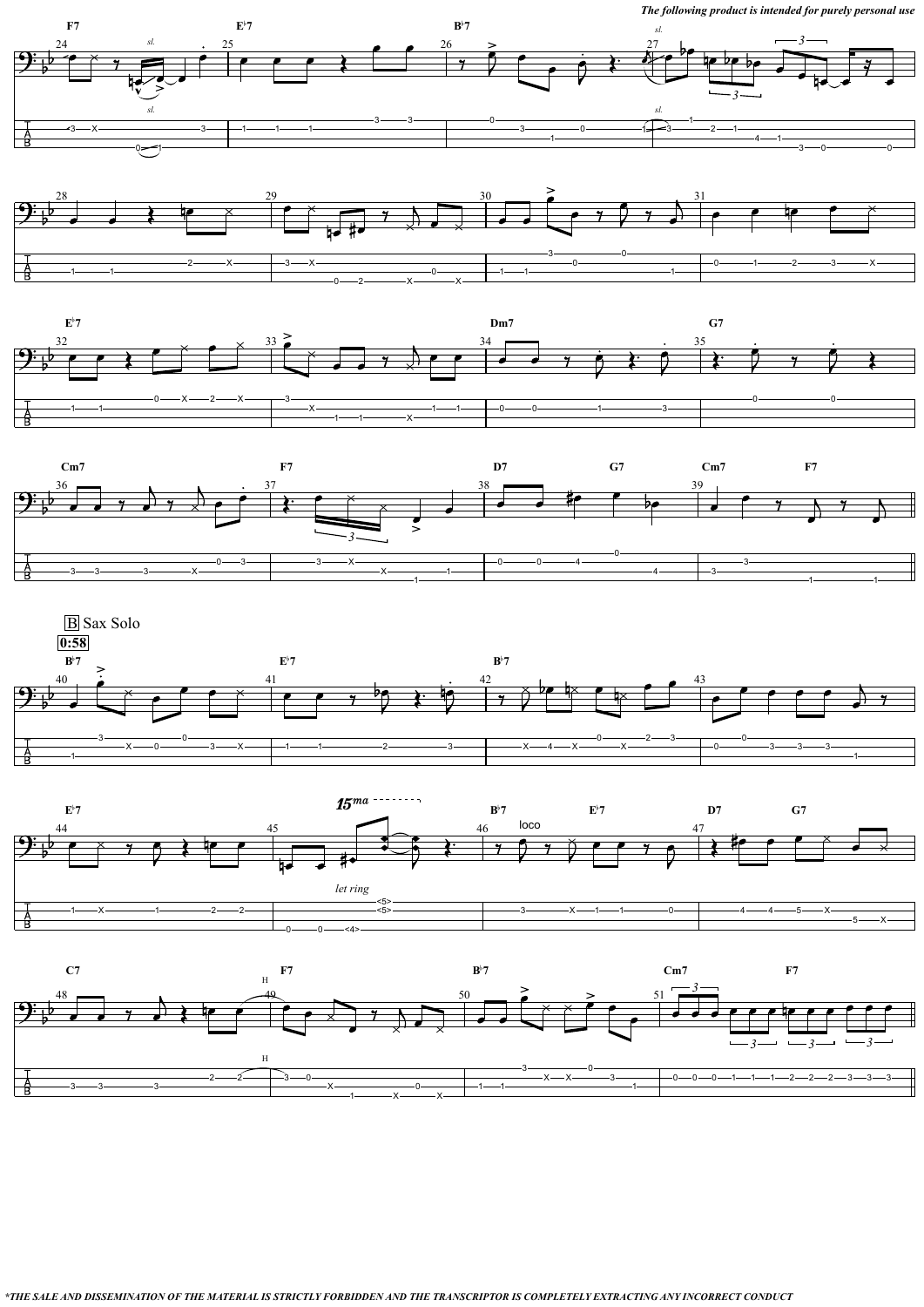*The following product is intended for purely personal use*

B Sax Solo

**0:58**

*THE SALE AND DISSEMINATION OF THE MATERIAL IS STRICTLY FORBIDDEN AND THE TRANSCRIPTOR IS COMPLETELY EXTRACTING ANY INCORRECT CONDUCT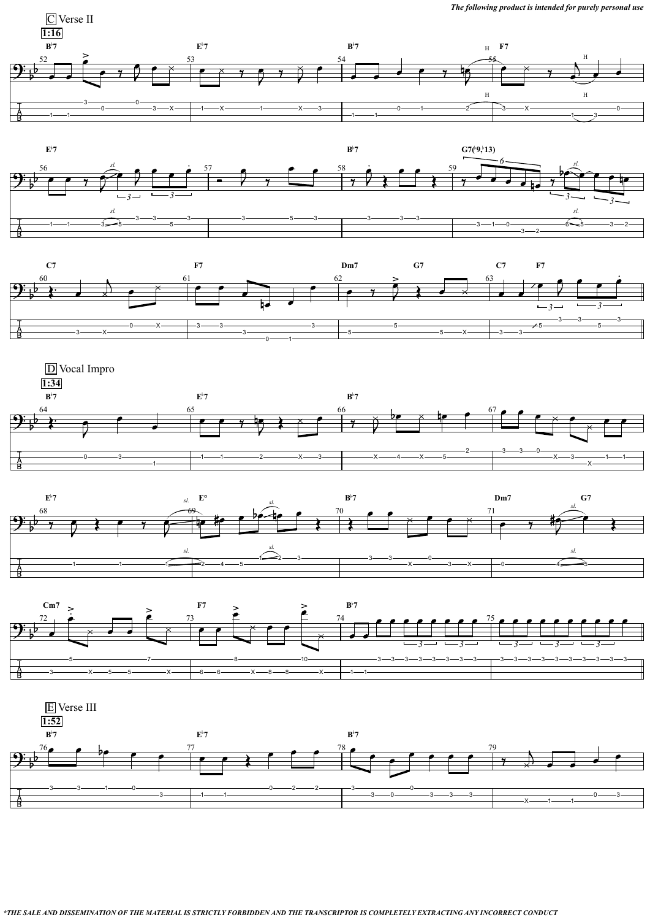*The following product is intended for purely personal use*

## C Verse II

**1:16**

B♭7 | E♭7 | B♭7 | F7 | E♭7 | B♭7 | G7(♯9,♭13) | C7 | F7 | Dm7 G7 | C7 F7

## D Vocal Impro

**1:34**

B♭7 | E♭7 | B♭7 | E♭7 | E° | B♭7 | Dm7 G7 | Cm7 | F7 | B♭7

## E Verse III

**1:52**

B♭7 | E♭7 | B♭7

**THE SALE AND DISSEMINATION OF THE MATERIAL IS STRICTLY FORBIDDEN AND THE TRANSCRIPTOR IS COMPLETELY EXTRACTING ANY INCORRECT CONDUCT*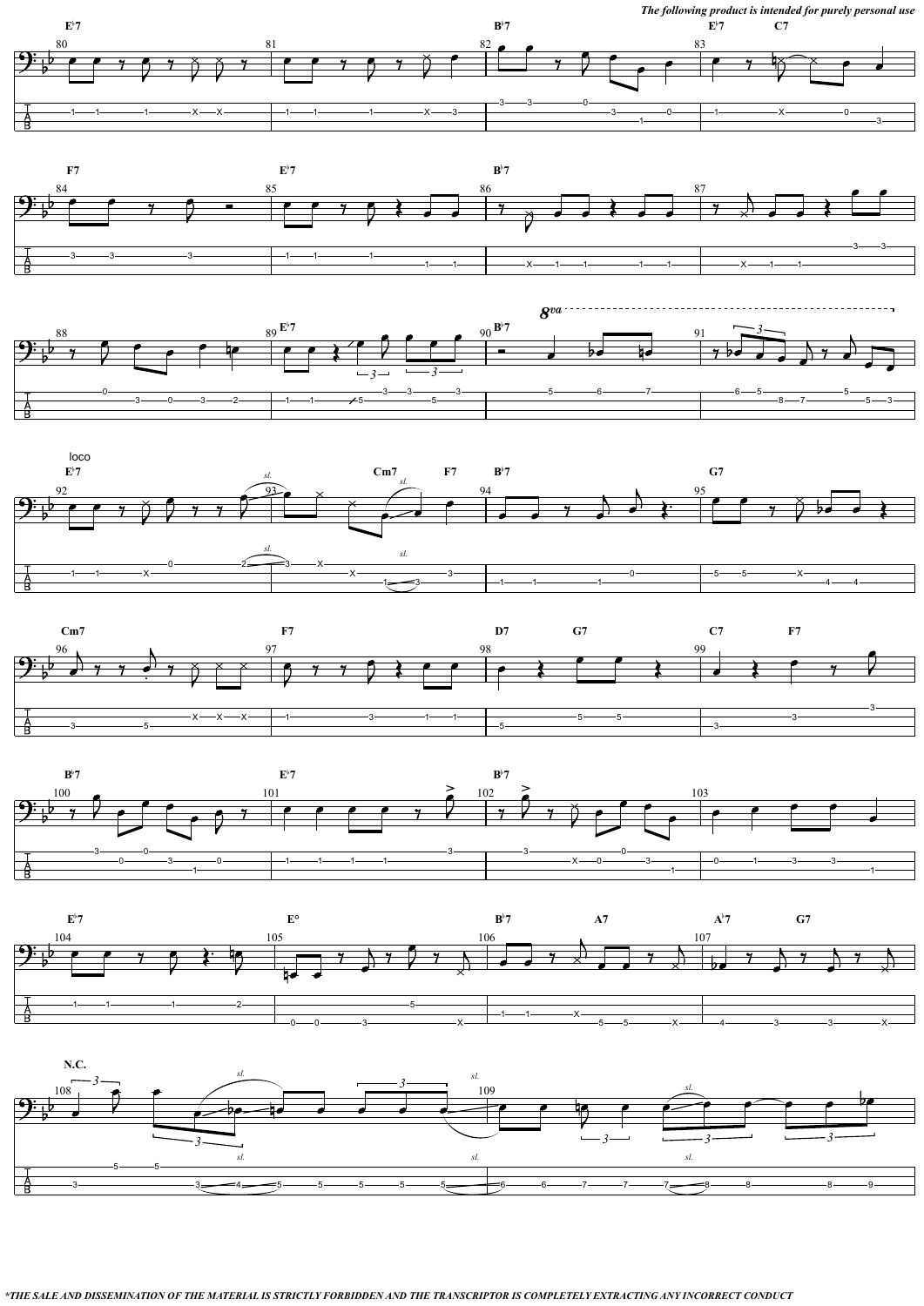*The following product is intended for purely personal use*

*THE SALE AND DISSEMINATION OF THE MATERIAL IS STRICTLY FORBIDDEN AND THE TRANSCRIPTOR IS COMPLETELY EXTRACTING ANY INCORRECT CONDUCT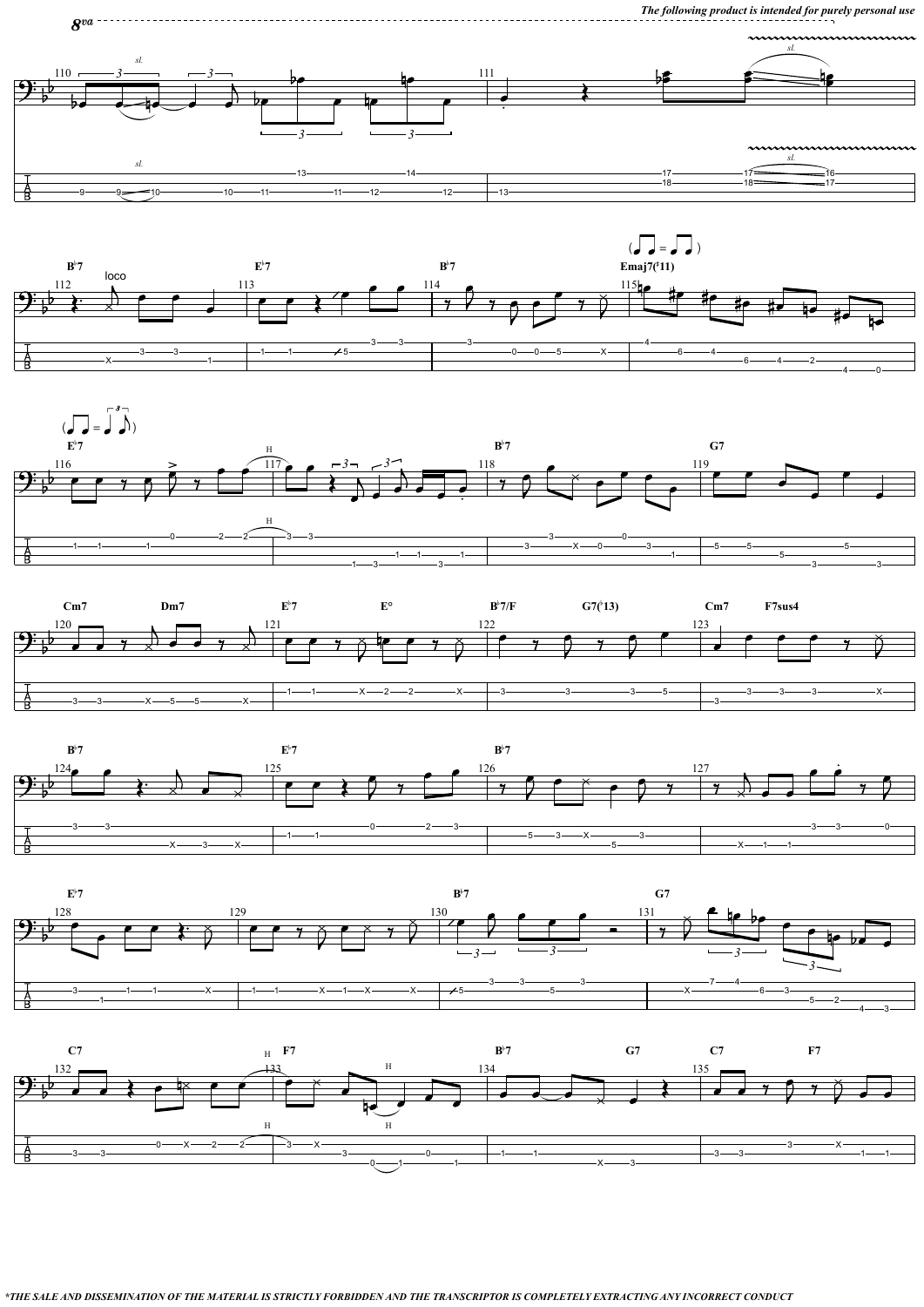*The following product is intended for purely personal use*

*THE SALE AND DISSEMINATION OF THE MATERIAL IS STRICTLY FORBIDDEN AND THE TRANSCRIPTOR IS COMPLETELY EXTRACTING ANY INCORRECT CONDUCT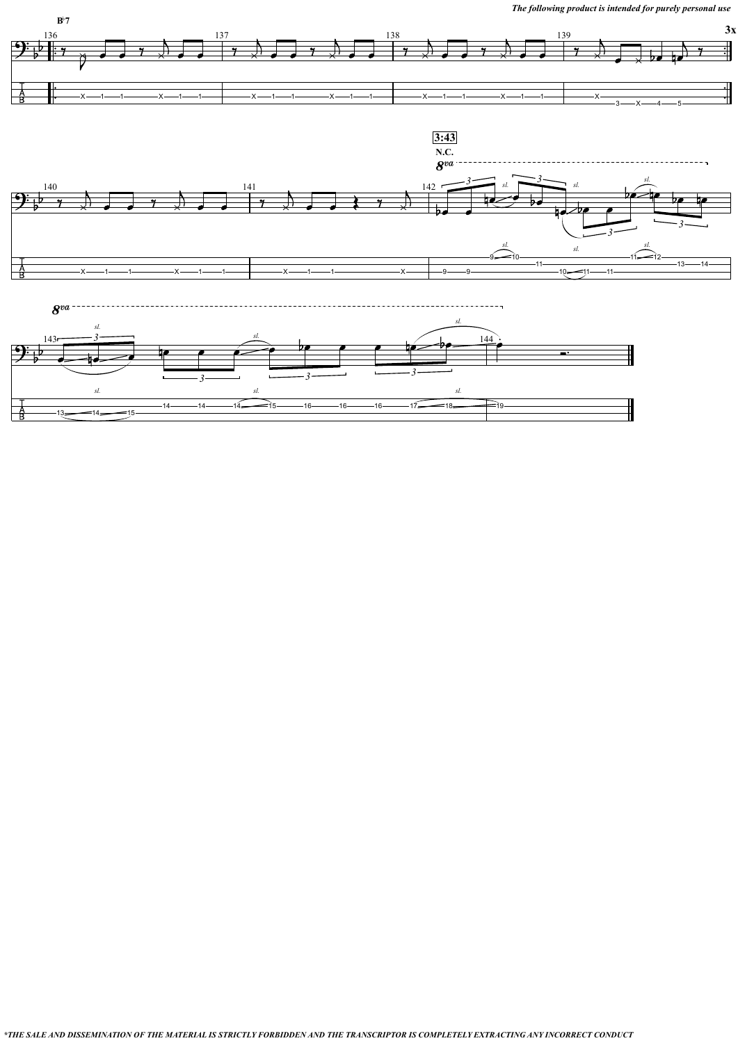*The following product is intended for purely personal use*

*\*THE SALE AND DISSEMINATION OF THE MATERIAL IS STRICTLY FORBIDDEN AND THE TRANSCRIPTOR IS COMPLETELY EXTRACTING ANY INCORRECT CONDUCT*